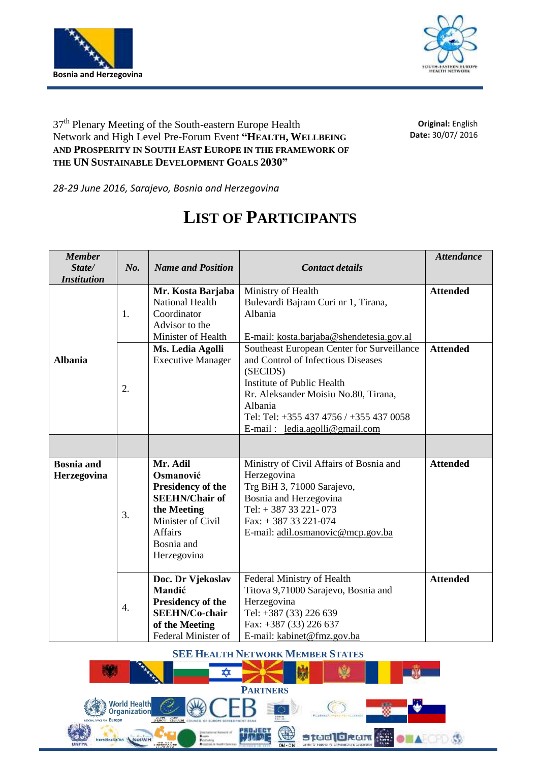Bosnia and Herzegovina

37th Plenary Meeting of the South-eastern Europe Health Network and High Level Pre-Forum Event **"HEALTH, WELLBEING AND PROSPERITY IN SOUTH EAST EUROPE IN THE FRAMEWORK OF THE UN SUSTAINABLE DEVELOPMENT GOALS 2030"**

**Original:** English
**Date:** 30/07/ 2016

*28-29 June 2016, Sarajevo, Bosnia and Herzegovina*

# LIST OF PARTICIPANTS

| *Member State/ Institution* | *No.* | *Name and Position* | *Contact details* | *Attendance* |
|---|---|---|---|---|
| **Albania** | 1. | **Mr. Kosta Barjaba** National Health Coordinator Advisor to the Minister of Health | Ministry of Health Bulevardi Bajram Curi nr 1, Tirana, Albania E-mail: kosta.barjaba@shendetesia.gov.al | **Attended** |
| | 2. | **Ms. Ledia Agolli** Executive Manager | Southeast European Center for Surveillance and Control of Infectious Diseases (SECIDS) Institute of Public Health Rr. Aleksander Moisiu No.80, Tirana, Albania Tel: Tel: +355 437 4756 / +355 437 0058 E-mail : ledia.agolli@gmail.com | **Attended** |
| | | | | |
| **Bosnia and Herzegovina** | 3. | **Mr. Adil Osmanović Presidency of the SEEHN/Chair of the Meeting** Minister of Civil Affairs Bosnia and Herzegovina | Ministry of Civil Affairs of Bosnia and Herzegovina Trg BiH 3, 71000 Sarajevo, Bosnia and Herzegovina Tel: + 387 33 221- 073 Fax: + 387 33 221-074 E-mail: adil.osmanovic@mcp.gov.ba | **Attended** |
| | 4. | **Doc. Dr Vjekoslav Mandić Presidency of the SEEHN/Co-chair of the Meeting** Federal Minister of | Federal Ministry of Health Titova 9,71000 Sarajevo, Bosnia and Herzegovina Tel: +387 (33) 226 639 Fax: +387 (33) 226 637 E-mail: kabinet@fmz.gov.ba | **Attended** |

SEE HEALTH NETWORK MEMBER STATES

PARTNERS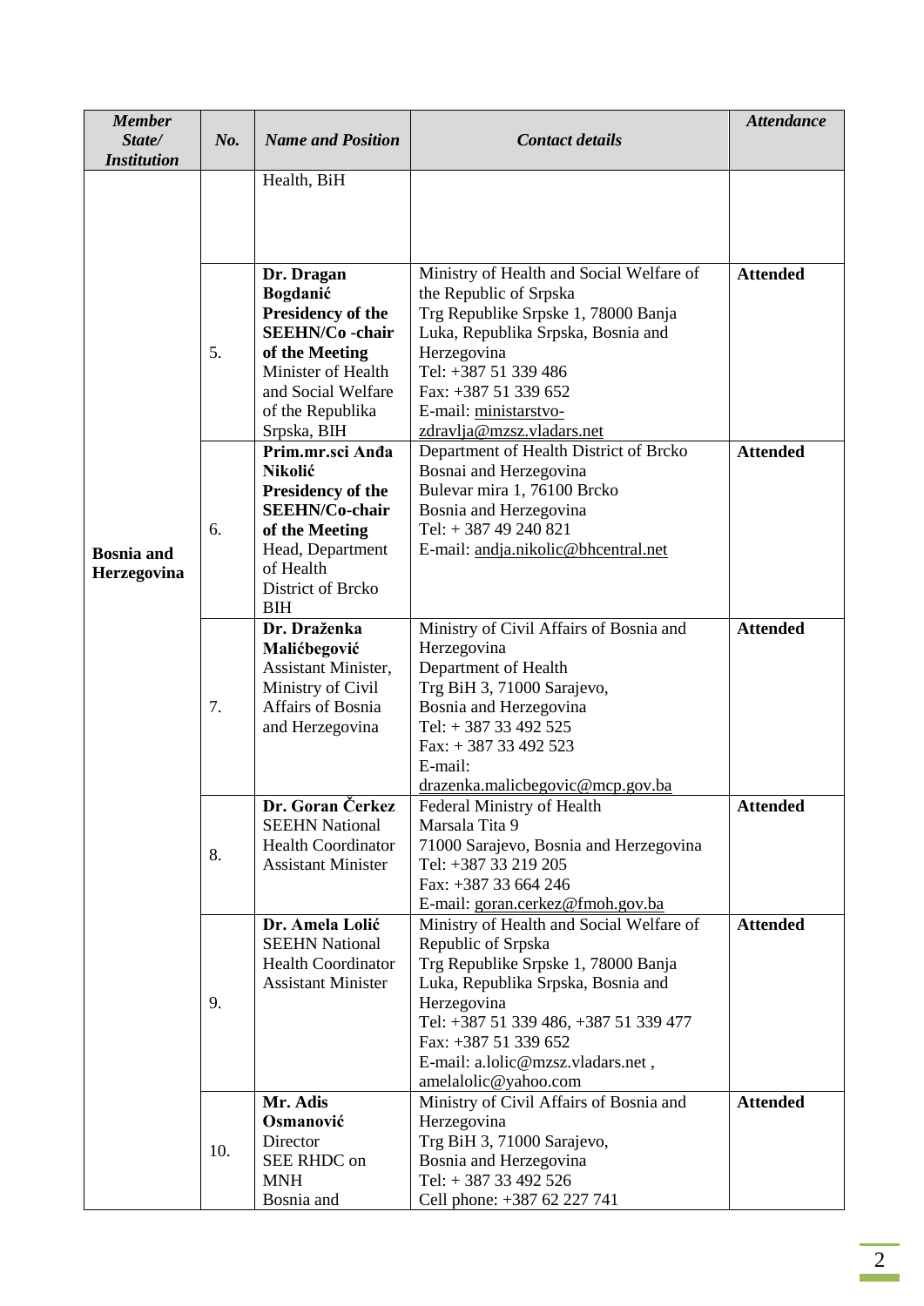| *Member State/ Institution* | *No.* | *Name and Position* | *Contact details* | *Attendance* |
|---|---|---|---|---|
| | | Health, BiH | | |
| | 5. | **Dr. Dragan Bogdanić** **Presidency of the SEEHN/Co -chair of the Meeting** Minister of Health and Social Welfare of the Republika Srpska, BIH | Ministry of Health and Social Welfare of the Republic of Srpska Trg Republike Srpske 1, 78000 Banja Luka, Republika Srpska, Bosnia and Herzegovina Tel: +387 51 339 486 Fax: +387 51 339 652 E-mail: ministarstvo-zdravlja@mzsz.vladars.net | **Attended** |
| **Bosnia and Herzegovina** | 6. | **Prim.mr.sci Anđa Nikolić** **Presidency of the SEEHN/Co-chair of the Meeting** Head, Department of Health District of Brcko BIH | Department of Health District of Brcko Bosnai and Herzegovina Bulevar mira 1, 76100 Brcko Bosnia and Herzegovina Tel: + 387 49 240 821 E-mail: andja.nikolic@bhcentral.net | **Attended** |
| | 7. | **Dr. Draženka Malićbegović** Assistant Minister, Ministry of Civil Affairs of Bosnia and Herzegovina | Ministry of Civil Affairs of Bosnia and Herzegovina Department of Health Trg BiH 3, 71000 Sarajevo, Bosnia and Herzegovina Tel: + 387 33 492 525 Fax: + 387 33 492 523 E-mail: drazenka.malicbegovic@mcp.gov.ba | **Attended** |
| | 8. | **Dr. Goran Čerkez** SEEHN National Health Coordinator Assistant Minister | Federal Ministry of Health Marsala Tita 9 71000 Sarajevo, Bosnia and Herzegovina Tel: +387 33 219 205 Fax: +387 33 664 246 E-mail: goran.cerkez@fmoh.gov.ba | **Attended** |
| | 9. | **Dr. Amela Lolić** SEEHN National Health Coordinator Assistant Minister | Ministry of Health and Social Welfare of Republic of Srpska Trg Republike Srpske 1, 78000 Banja Luka, Republika Srpska, Bosnia and Herzegovina Tel: +387 51 339 486, +387 51 339 477 Fax: +387 51 339 652 E-mail: a.lolic@mzsz.vladars.net , amelalolic@yahoo.com | **Attended** |
| | 10. | **Mr. Adis Osmanović** Director SEE RHDC on MNH Bosnia and | Ministry of Civil Affairs of Bosnia and Herzegovina Trg BiH 3, 71000 Sarajevo, Bosnia and Herzegovina Tel: + 387 33 492 526 Cell phone: +387 62 227 741 | **Attended** |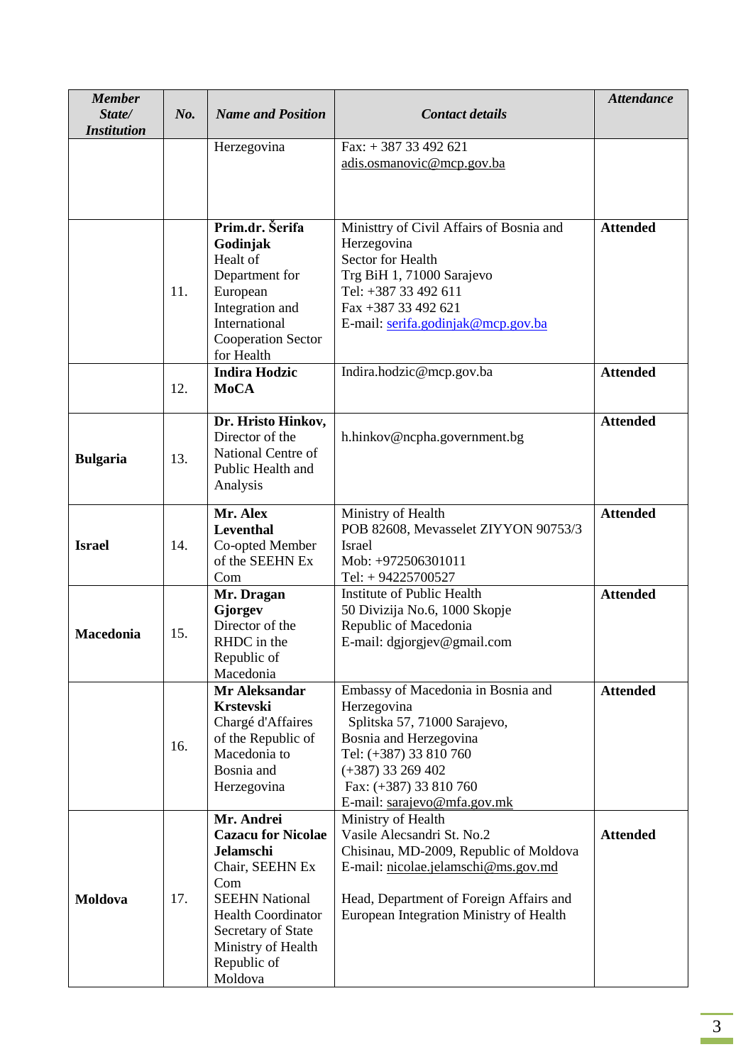| *Member State/ Institution* | *No.* | *Name and Position* | *Contact details* | *Attendance* |
|---|---|---|---|---|
| | | Herzegovina | Fax: + 387 33 492 621<br>adis.osmanovic@mcp.gov.ba | |
| | 11. | **Prim.dr. Šerifa Godinjak**<br>Healt of Department for European Integration and International Cooperation Sector for Health | Ministtry of Civil Affairs of Bosnia and Herzegovina<br>Sector for Health<br>Trg BiH 1, 71000 Sarajevo<br>Tel: +387 33 492 611<br>Fax +387 33 492 621<br>E-mail: serifa.godinjak@mcp.gov.ba | **Attended** |
| | 12. | **Indira Hodzic**<br>**MoCA** | Indira.hodzic@mcp.gov.ba | **Attended** |
| **Bulgaria** | 13. | **Dr. Hristo Hinkov,**<br>Director of the National Centre of Public Health and Analysis | h.hinkov@ncpha.government.bg | **Attended** |
| **Israel** | 14. | **Mr. Alex Leventhal**<br>Co-opted Member of the SEEHN Ex Com | Ministry of Health<br>POB 82608, Mevasselet ZIYYON 90753/3<br>Israel<br>Mob: +972506301011<br>Tel: + 94225700527 | **Attended** |
| **Macedonia** | 15. | **Mr. Dragan Gjorgev**<br>Director of the RHDC in the Republic of Macedonia | Institute of Public Health<br>50 Divizija No.6, 1000 Skopje<br>Republic of Macedonia<br>E-mail: dgjorgjev@gmail.com | **Attended** |
| | 16. | **Mr Aleksandar Krstevski**<br>Chargé d'Affaires of the Republic of Macedonia to Bosnia and Herzegovina | Embassy of Macedonia in Bosnia and Herzegovina<br>Splitska 57, 71000 Sarajevo,<br>Bosnia and Herzegovina<br>Tel: (+387) 33 810 760<br>(+387) 33 269 402<br>Fax: (+387) 33 810 760<br>E-mail: sarajevo@mfa.gov.mk | **Attended** |
| **Moldova** | 17. | **Mr. Andrei Cazacu for Nicolae Jelamschi**<br>Chair, SEEHN Ex Com<br>SEEHN National Health Coordinator<br>Secretary of State<br>Ministry of Health Republic of Moldova | Ministry of Health<br>Vasile Alecsandri St. No.2<br>Chisinau, MD-2009, Republic of Moldova<br>E-mail: nicolae.jelamschi@ms.gov.md<br><br>Head, Department of Foreign Affairs and European Integration Ministry of Health | **Attended** |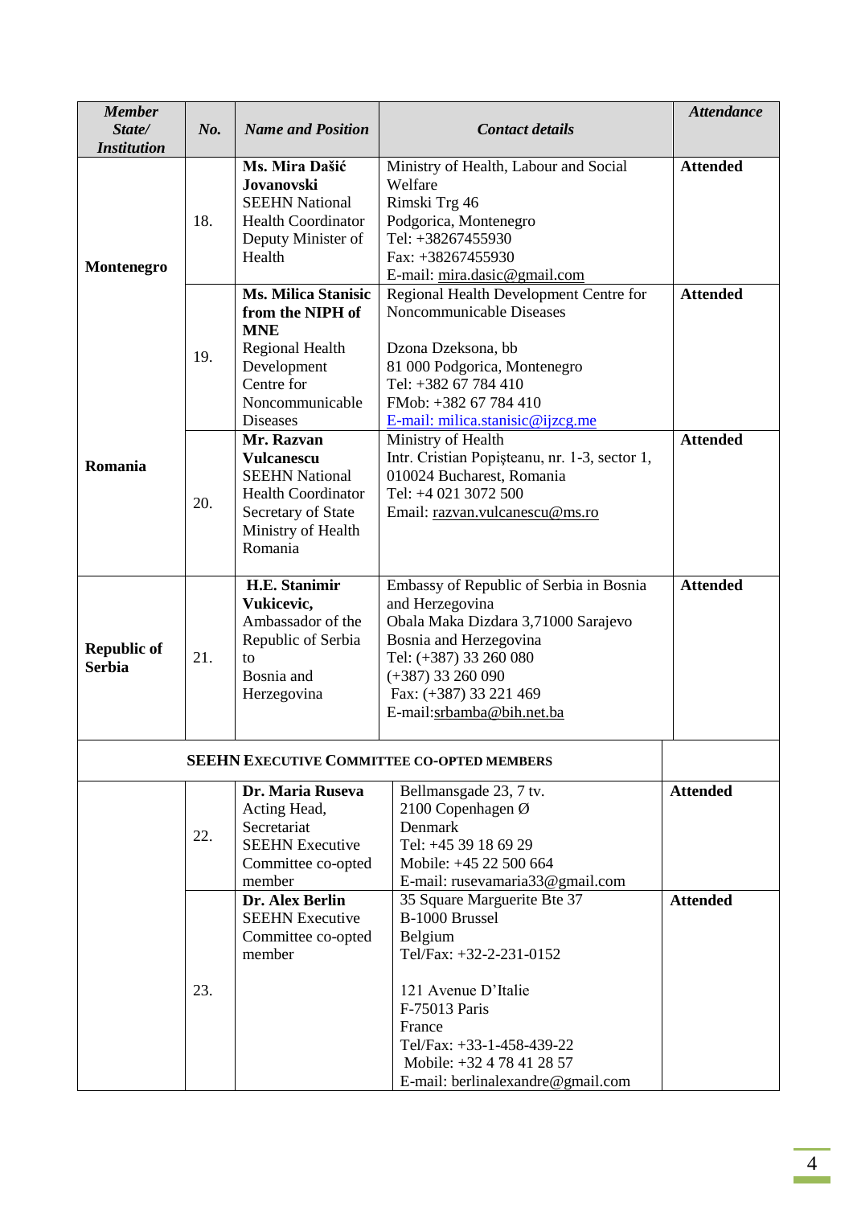| *Member State/ Institution* | *No.* | *Name and Position* | *Contact details* | *Attendance* |
|---|---|---|---|---|
| **Montenegro** | 18. | **Ms. Mira Dašić Jovanovski** SEEHN National Health Coordinator Deputy Minister of Health | Ministry of Health, Labour and Social Welfare Rimski Trg 46 Podgorica, Montenegro Tel: +38267455930 Fax: +38267455930 E-mail: mira.dasic@gmail.com | **Attended** |
| | 19. | **Ms. Milica Stanisic from the NIPH of MNE** Regional Health Development Centre for Noncommunicable Diseases | Regional Health Development Centre for Noncommunicable Diseases<br><br>Dzona Dzeksona, bb 81 000 Podgorica, Montenegro Tel: +382 67 784 410 FMob: +382 67 784 410 E-mail: milica.stanisic@ijzcg.me | **Attended** |
| **Romania** | 20. | **Mr. Razvan Vulcanescu** SEEHN National Health Coordinator Secretary of State Ministry of Health Romania | Ministry of Health Intr. Cristian Popişteanu, nr. 1-3, sector 1, 010024 Bucharest, Romania Tel: +4 021 3072 500 Email: razvan.vulcanescu@ms.ro | **Attended** |
| **Republic of Serbia** | 21. | **H.E. Stanimir Vukicevic,** Ambassador of the Republic of Serbia to Bosnia and Herzegovina | Embassy of Republic of Serbia in Bosnia and Herzegovina Obala Maka Dizdara 3,71000 Sarajevo Bosnia and Herzegovina Tel: (+387) 33 260 080 (+387) 33 260 090 Fax: (+387) 33 221 469 E-mail:srbamba@bih.net.ba | **Attended** |
| **SEEHN EXECUTIVE COMMITTEE CO-OPTED MEMBERS** | | | | |
| | 22. | **Dr. Maria Ruseva** Acting Head, Secretariat SEEHN Executive Committee co-opted member | Bellmansgade 23, 7 tv. 2100 Copenhagen Ø Denmark Tel: +45 39 18 69 29 Mobile: +45 22 500 664 E-mail: rusevamaria33@gmail.com | **Attended** |
| | 23. | **Dr. Alex Berlin** SEEHN Executive Committee co-opted member | 35 Square Marguerite Bte 37 B-1000 Brussel Belgium Tel/Fax: +32-2-231-0152<br><br>121 Avenue D'Italie F-75013 Paris France Tel/Fax: +33-1-458-439-22 Mobile: +32 4 78 41 28 57 E-mail: berlinalexandre@gmail.com | **Attended** |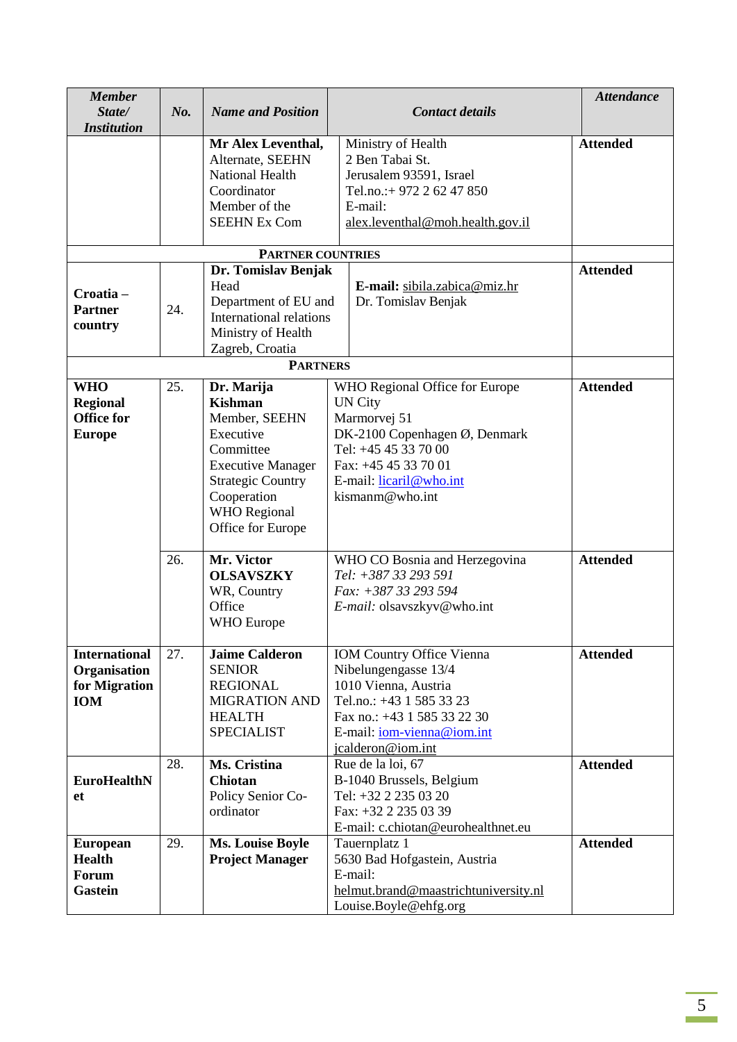| *Member State/ Institution* | *No.* | *Name and Position* | *Contact details* | *Attendance* |
|---|---|---|---|---|
| | | **Mr Alex Leventhal,** Alternate, SEEHN National Health Coordinator Member of the SEEHN Ex Com | Ministry of Health 2 Ben Tabai St. Jerusalem 93591, Israel Tel.no.:+ 972 2 62 47 850 E-mail: alex.leventhal@moh.health.gov.il | **Attended** |
| | | **PARTNER COUNTRIES** | | |
| **Croatia – Partner country** | 24. | **Dr. Tomislav Benjak** Head Department of EU and International relations Ministry of Health Zagreb, Croatia | **E-mail:** sibila.zabica@miz.hr Dr. Tomislav Benjak | **Attended** |
| | | **PARTNERS** | | |
| **WHO Regional Office for Europe** | 25. | **Dr. Marija Kishman** Member, SEEHN Executive Committee Executive Manager Strategic Country Cooperation WHO Regional Office for Europe | WHO Regional Office for Europe UN City Marmorvej 51 DK-2100 Copenhagen Ø, Denmark Tel: +45 45 33 70 00 Fax: +45 45 33 70 01 E-mail: licaril@who.int kismanm@who.int | **Attended** |
| | 26. | **Mr. Victor OLSAVSZKY** WR, Country Office WHO Europe | WHO CO Bosnia and Herzegovina *Tel: +387 33 293 591* *Fax: +387 33 293 594* *E-mail:* olsavszkyv@who.int | **Attended** |
| **International Organisation for Migration IOM** | 27. | **Jaime Calderon** SENIOR REGIONAL MIGRATION AND HEALTH SPECIALIST | IOM Country Office Vienna Nibelungengasse 13/4 1010 Vienna, Austria Tel.no.: +43 1 585 33 23 Fax no.: +43 1 585 33 22 30 E-mail: iom-vienna@iom.int jcalderon@iom.int | **Attended** |
| **EuroHealthNet** | 28. | **Ms. Cristina Chiotan** Policy Senior Co-ordinator | Rue de la loi, 67 B-1040 Brussels, Belgium Tel: +32 2 235 03 20 Fax: +32 2 235 03 39 E-mail: c.chiotan@eurohealthnet.eu | **Attended** |
| **European Health Forum Gastein** | 29. | **Ms. Louise Boyle Project Manager** | Tauernplatz 1 5630 Bad Hofgastein, Austria E-mail: helmut.brand@maastrichtuniversity.nl Louise.Boyle@ehfg.org | **Attended** |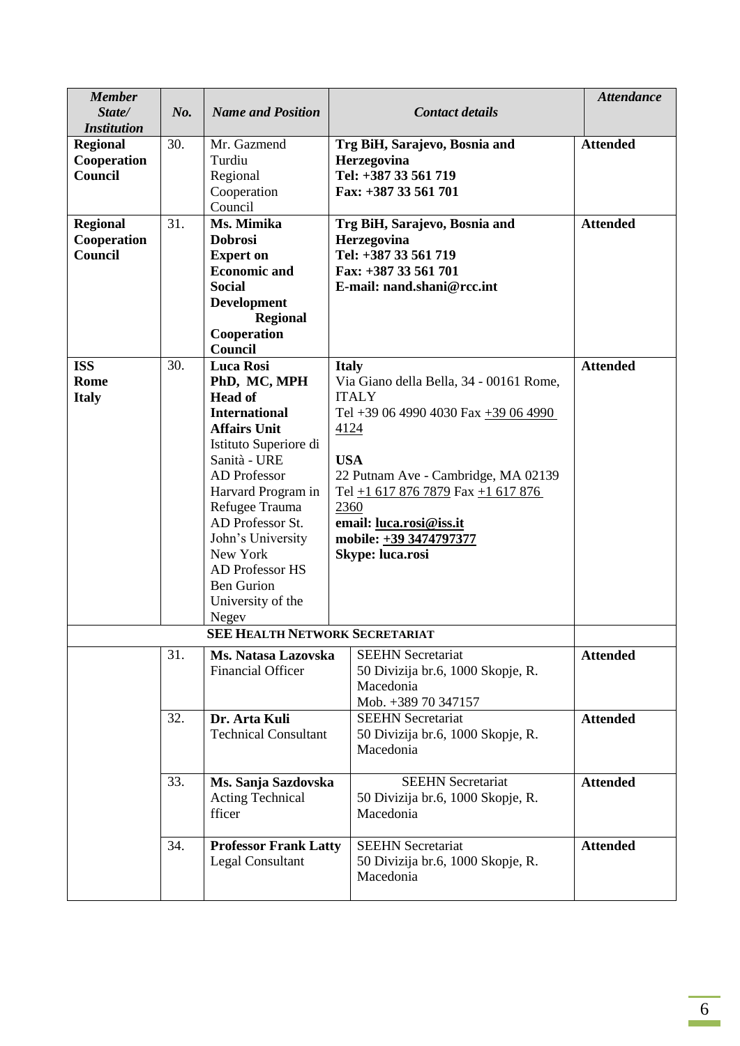| *Member State/ Institution* | *No.* | *Name and Position* | *Contact details* | *Attendance* |
|---|---|---|---|---|
| **Regional Cooperation Council** | 30. | Mr. Gazmend Turdiu Regional Cooperation Council | **Trg BiH, Sarajevo, Bosnia and Herzegovina Tel: +387 33 561 719 Fax: +387 33 561 701** | **Attended** |
| **Regional Cooperation Council** | 31. | **Ms. Mimika Dobrosi Expert on Economic and Social Development Regional Cooperation Council** | **Trg BiH, Sarajevo, Bosnia and Herzegovina Tel: +387 33 561 719 Fax: +387 33 561 701 E-mail: nand.shani@rcc.int** | **Attended** |
| **ISS Rome Italy** | 30. | **Luca Rosi PhD, MC, MPH Head of International Affairs Unit** Istituto Superiore di Sanità - URE AD Professor Harvard Program in Refugee Trauma AD Professor St. John's University New York AD Professor HS Ben Gurion University of the Negev | **Italy** Via Giano della Bella, 34 - 00161 Rome, ITALY Tel +39 06 4990 4030 Fax +39 06 4990 4124 **USA** 22 Putnam Ave - Cambridge, MA 02139 Tel +1 617 876 7879 Fax +1 617 876 2360 **email: luca.rosi@iss.it mobile: +39 3474797377 Skype: luca.rosi** | **Attended** |
| | | **SEE HEALTH NETWORK SECRETARIAT** | | |
| | 31. | **Ms. Natasa Lazovska** Financial Officer | SEEHN Secretariat 50 Divizija br.6, 1000 Skopje, R. Macedonia Mob. +389 70 347157 | **Attended** |
| | 32. | **Dr. Arta Kuli** Technical Consultant | SEEHN Secretariat 50 Divizija br.6, 1000 Skopje, R. Macedonia | **Attended** |
| | 33. | **Ms. Sanja Sazdovska** Acting Technical fficer | SEEHN Secretariat 50 Divizija br.6, 1000 Skopje, R. Macedonia | **Attended** |
| | 34. | **Professor Frank Latty** Legal Consultant | SEEHN Secretariat 50 Divizija br.6, 1000 Skopje, R. Macedonia | **Attended** |